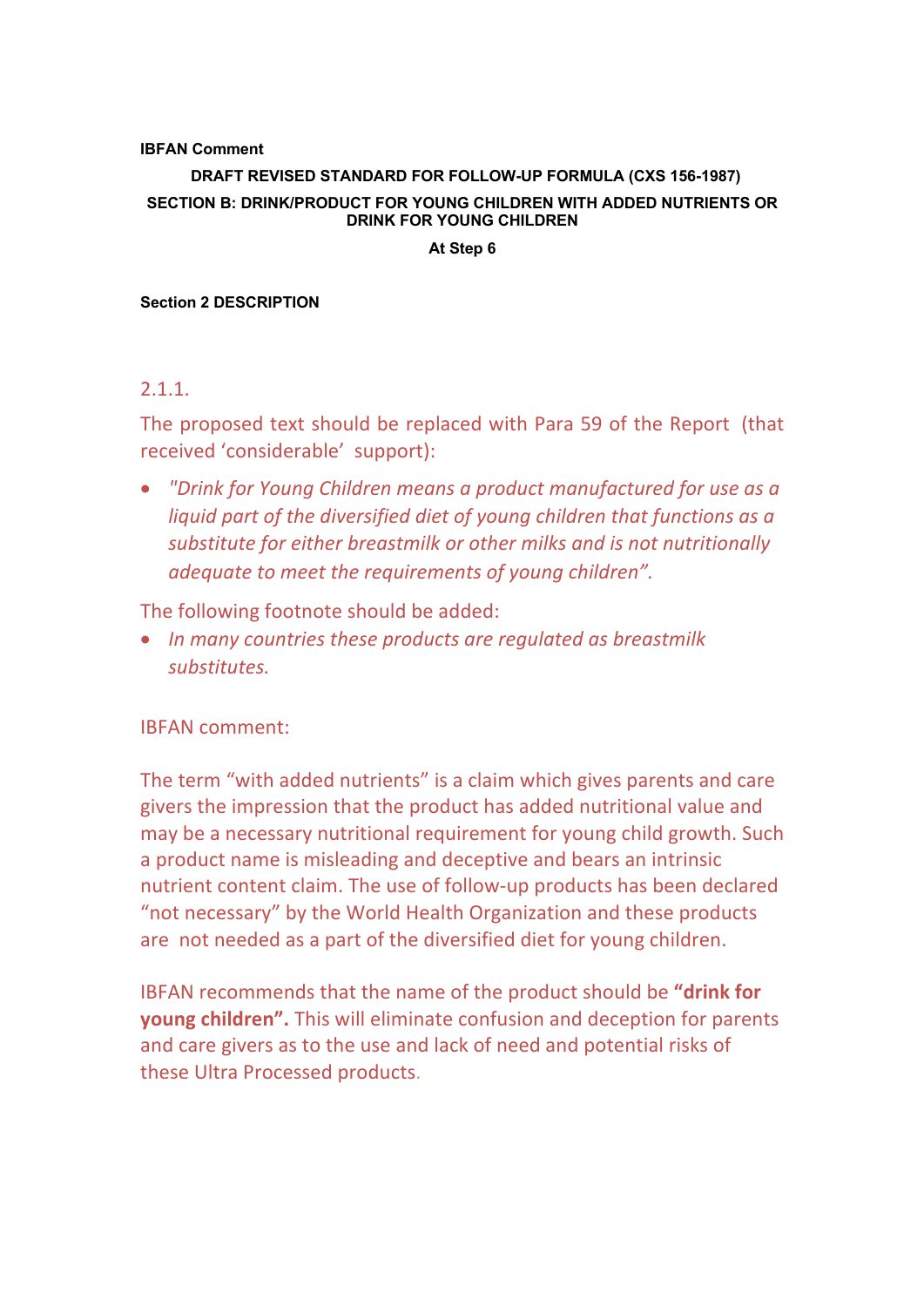**IBFAN Comment**

**DRAFT REVISED STANDARD FOR FOLLOW-UP FORMULA (CXS 156-1987)**

**SECTION B: DRINK/PRODUCT FOR YOUNG CHILDREN WITH ADDED NUTRIENTS OR DRINK FOR YOUNG CHILDREN**

**At Step 6**

**Section 2 DESCRIPTION**

2.1.1.

The proposed text should be replaced with Para 59 of the Report (that received 'considerable' support):

- *"Drink for Young Children means a product manufactured for use as a liquid part of the diversified diet of young children that functions as a substitute for either breastmilk or other milks and is not nutritionally adequate to meet the requirements of young children".*

The following footnote should be added:

- *In many countries these products are regulated as breastmilk substitutes.*

IBFAN comment:

The term "with added nutrients" is a claim which gives parents and care givers the impression that the product has added nutritional value and may be a necessary nutritional requirement for young child growth. Such a product name is misleading and deceptive and bears an intrinsic nutrient content claim. The use of follow-up products has been declared "not necessary" by the World Health Organization and these products are not needed as a part of the diversified diet for young children.

IBFAN recommends that the name of the product should be **"drink for young children".** This will eliminate confusion and deception for parents and care givers as to the use and lack of need and potential risks of these Ultra Processed products.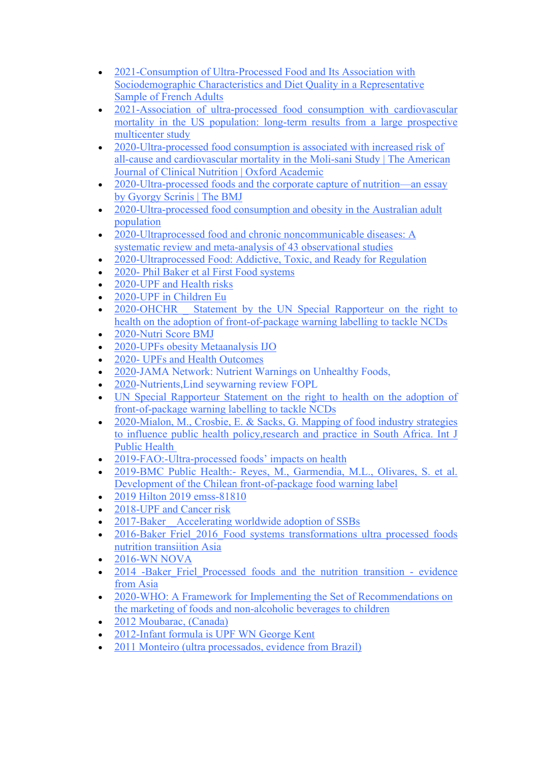- 2021-Consumption of Ultra-Processed Food and Its Association with Sociodemographic Characteristics and Diet Quality in a Representative Sample of French Adults
- 2021-Association of ultra-processed food consumption with cardiovascular mortality in the US population: long-term results from a large prospective multicenter study
- 2020-Ultra-processed food consumption is associated with increased risk of all-cause and cardiovascular mortality in the Moli-sani Study | The American Journal of Clinical Nutrition | Oxford Academic
- 2020-Ultra-processed foods and the corporate capture of nutrition—an essay by Gyorgy Scrinis | The BMJ
- 2020-Ultra-processed food consumption and obesity in the Australian adult population
- 2020-Ultraprocessed food and chronic noncommunicable diseases: A systematic review and meta-analysis of 43 observational studies
- 2020-Ultraprocessed Food: Addictive, Toxic, and Ready for Regulation
- 2020- Phil Baker et al First Food systems
- 2020-UPF and Health risks
- 2020-UPF in Children Eu
- 2020-OHCHR _ Statement by the UN Special Rapporteur on the right to health on the adoption of front-of-package warning labelling to tackle NCDs
- 2020-Nutri Score BMJ
- 2020-UPFs obesity Metaanalysis IJO
- 2020- UPFs and Health Outcomes
- 2020-JAMA Network: Nutrient Warnings on Unhealthy Foods,
- 2020-Nutrients,Lind seywarning review FOPL
- UN Special Rapporteur Statement on the right to health on the adoption of front-of-package warning labelling to tackle NCDs
- 2020-Mialon, M., Crosbie, E. & Sacks, G. Mapping of food industry strategies to influence public health policy,research and practice in South Africa. Int J Public Health
- 2019-FAO:-Ultra-processed foods' impacts on health
- 2019-BMC Public Health:- Reyes, M., Garmendia, M.L., Olivares, S. et al. Development of the Chilean front-of-package food warning label
- 2019 Hilton 2019 emss-81810
- 2018-UPF and Cancer risk
- 2017-Baker _ Accelerating worldwide adoption of SSBs
- 2016-Baker Friel_2016_Food systems transformations ultra processed foods nutrition transiition Asia
- 2016-WN NOVA
- 2014 -Baker_Friel_Processed foods and the nutrition transition - evidence from Asia
- 2020-WHO: A Framework for Implementing the Set of Recommendations on the marketing of foods and non-alcoholic beverages to children
- 2012 Moubarac, (Canada)
- 2012-Infant formula is UPF WN George Kent
- 2011 Monteiro (ultra processados, evidence from Brazil)